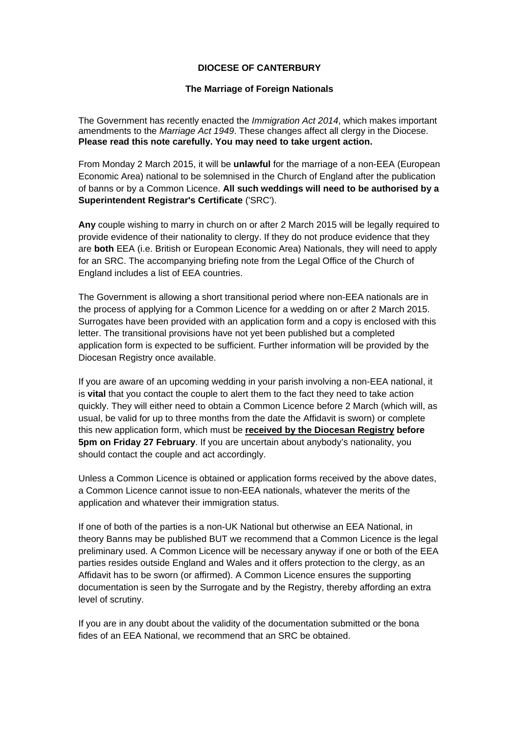**DIOCESE OF CANTERBURY**

**The Marriage of Foreign Nationals**

The Government has recently enacted the *Immigration Act 2014*, which makes important amendments to the *Marriage Act 1949*. These changes affect all clergy in the Diocese. **Please read this note carefully. You may need to take urgent action.**

From Monday 2 March 2015, it will be **unlawful** for the marriage of a non-EEA (European Economic Area) national to be solemnised in the Church of England after the publication of banns or by a Common Licence. **All such weddings will need to be authorised by a Superintendent Registrar's Certificate** ('SRC').

**Any** couple wishing to marry in church on or after 2 March 2015 will be legally required to provide evidence of their nationality to clergy. If they do not produce evidence that they are **both** EEA (i.e. British or European Economic Area) Nationals, they will need to apply for an SRC. The accompanying briefing note from the Legal Office of the Church of England includes a list of EEA countries.

The Government is allowing a short transitional period where non-EEA nationals are in the process of applying for a Common Licence for a wedding on or after 2 March 2015. Surrogates have been provided with an application form and a copy is enclosed with this letter. The transitional provisions have not yet been published but a completed application form is expected to be sufficient. Further information will be provided by the Diocesan Registry once available.

If you are aware of an upcoming wedding in your parish involving a non-EEA national, it is **vital** that you contact the couple to alert them to the fact they need to take action quickly. They will either need to obtain a Common Licence before 2 March (which will, as usual, be valid for up to three months from the date the Affidavit is sworn) or complete this new application form, which must be **received by the Diocesan Registry before 5pm on Friday 27 February**. If you are uncertain about anybody's nationality, you should contact the couple and act accordingly.

Unless a Common Licence is obtained or application forms received by the above dates, a Common Licence cannot issue to non-EEA nationals, whatever the merits of the application and whatever their immigration status.

If one of both of the parties is a non-UK National but otherwise an EEA National, in theory Banns may be published BUT we recommend that a Common Licence is the legal preliminary used. A Common Licence will be necessary anyway if one or both of the EEA parties resides outside England and Wales and it offers protection to the clergy, as an Affidavit has to be sworn (or affirmed). A Common Licence ensures the supporting documentation is seen by the Surrogate and by the Registry, thereby affording an extra level of scrutiny.

If you are in any doubt about the validity of the documentation submitted or the bona fides of an EEA National, we recommend that an SRC be obtained.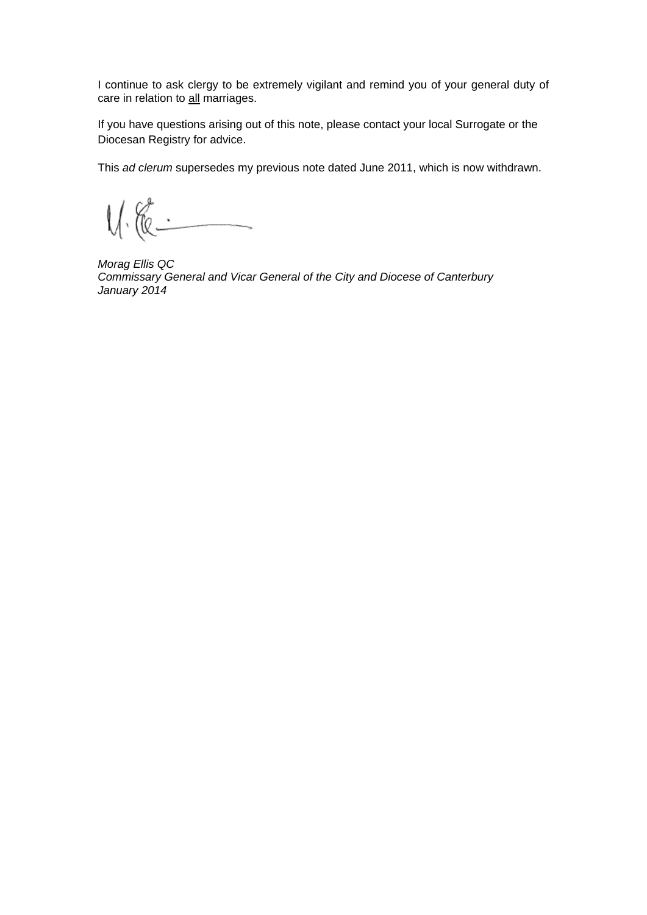I continue to ask clergy to be extremely vigilant and remind you of your general duty of care in relation to all marriages.

If you have questions arising out of this note, please contact your local Surrogate or the Diocesan Registry for advice.

This *ad clerum* supersedes my previous note dated June 2011, which is now withdrawn.

*Morag Ellis QC*
*Commissary General and Vicar General of the City and Diocese of Canterbury*
*January 2014*